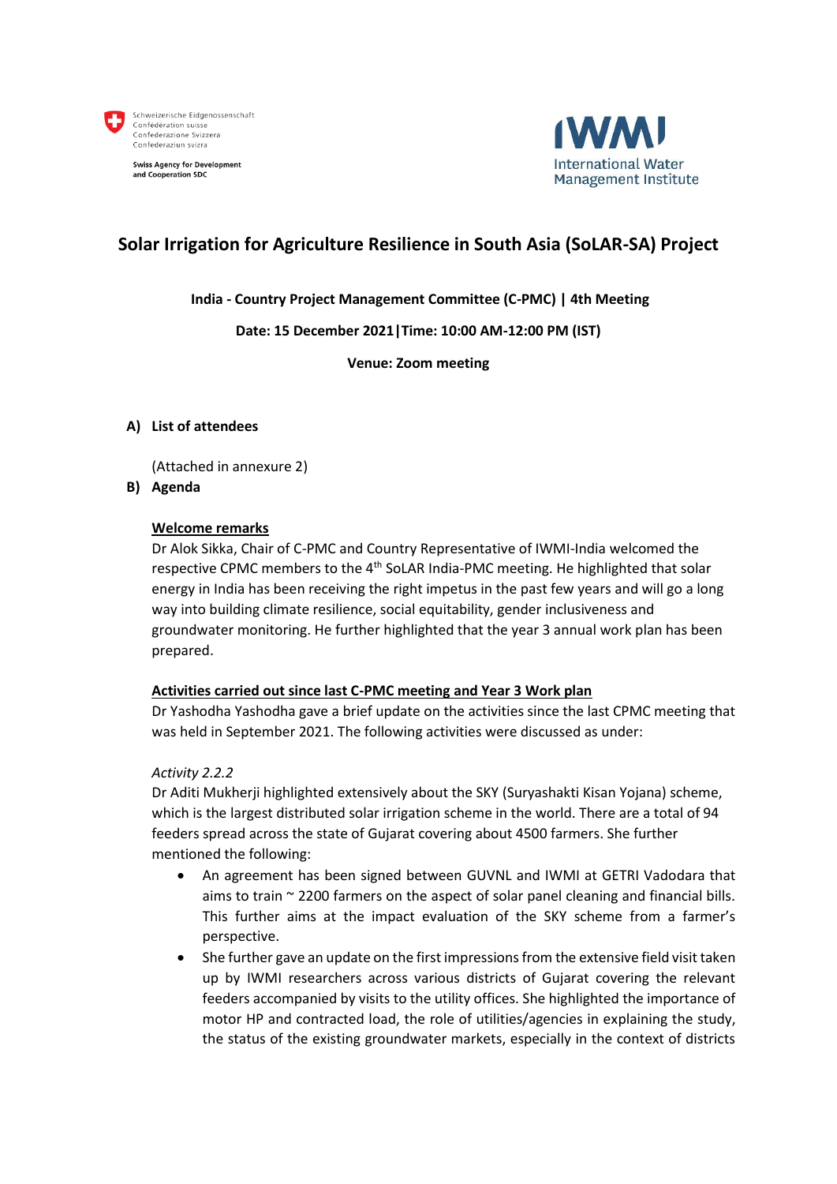Schweizerische Eidgenossenschaft
Confédération suisse
Confederazione Svizzera
Confederaziun svizra

Swiss Agency for Development and Cooperation SDC

IWMI
International Water Management Institute

# Solar Irrigation for Agriculture Resilience in South Asia (SoLAR-SA) Project

**India - Country Project Management Committee (C-PMC) | 4th Meeting**

**Date: 15 December 2021|Time: 10:00 AM-12:00 PM (IST)**

**Venue: Zoom meeting**

## A) List of attendees

(Attached in annexure 2)

## B) Agenda

### Welcome remarks

Dr Alok Sikka, Chair of C-PMC and Country Representative of IWMI-India welcomed the respective CPMC members to the 4th SoLAR India-PMC meeting. He highlighted that solar energy in India has been receiving the right impetus in the past few years and will go a long way into building climate resilience, social equitability, gender inclusiveness and groundwater monitoring. He further highlighted that the year 3 annual work plan has been prepared.

### Activities carried out since last C-PMC meeting and Year 3 Work plan

Dr Yashodha Yashodha gave a brief update on the activities since the last CPMC meeting that was held in September 2021. The following activities were discussed as under:

*Activity 2.2.2*

Dr Aditi Mukherji highlighted extensively about the SKY (Suryashakti Kisan Yojana) scheme, which is the largest distributed solar irrigation scheme in the world. There are a total of 94 feeders spread across the state of Gujarat covering about 4500 farmers. She further mentioned the following:

- An agreement has been signed between GUVNL and IWMI at GETRI Vadodara that aims to train ~ 2200 farmers on the aspect of solar panel cleaning and financial bills. This further aims at the impact evaluation of the SKY scheme from a farmer's perspective.
- She further gave an update on the first impressions from the extensive field visit taken up by IWMI researchers across various districts of Gujarat covering the relevant feeders accompanied by visits to the utility offices. She highlighted the importance of motor HP and contracted load, the role of utilities/agencies in explaining the study, the status of the existing groundwater markets, especially in the context of districts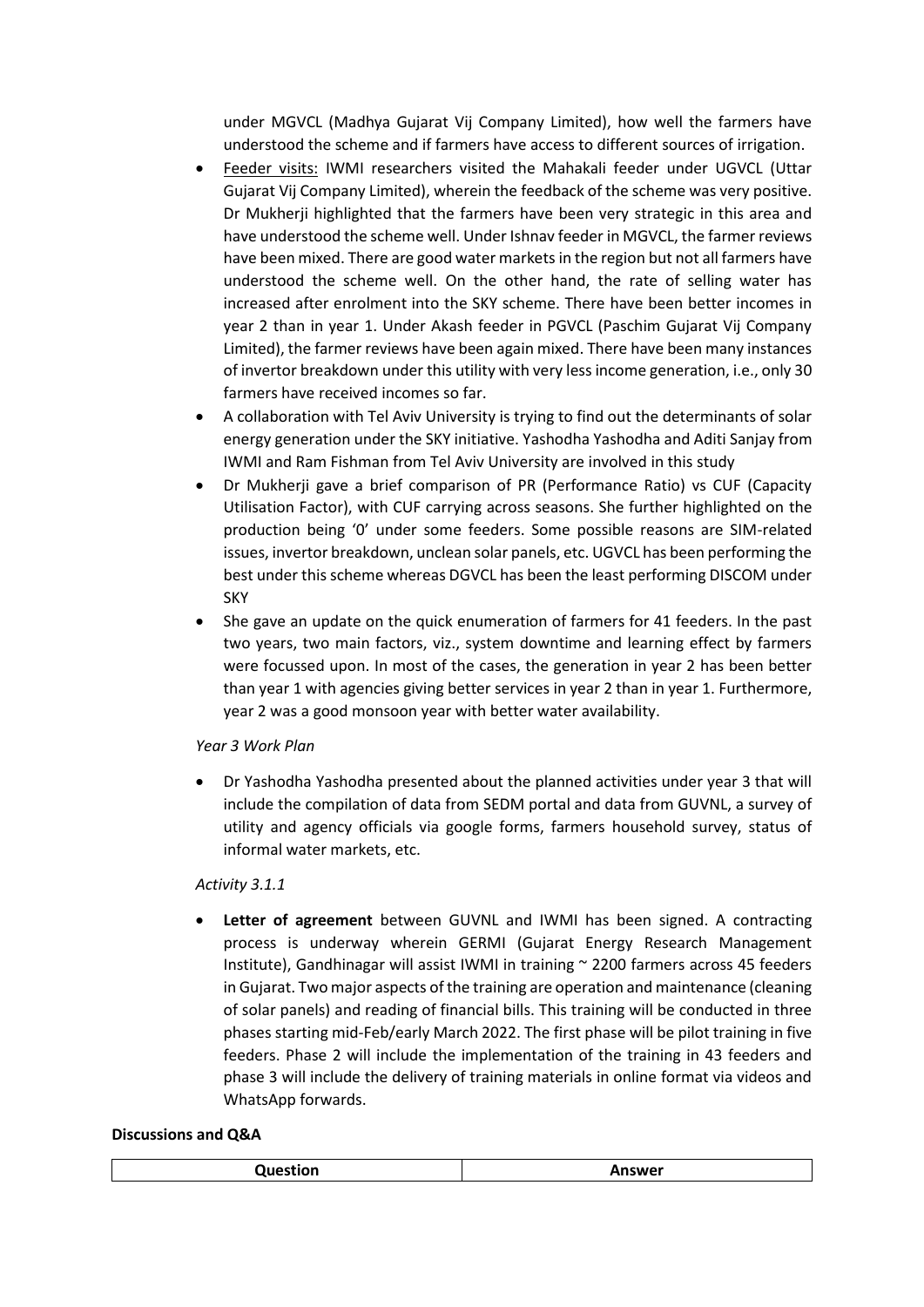under MGVCL (Madhya Gujarat Vij Company Limited), how well the farmers have understood the scheme and if farmers have access to different sources of irrigation.

- Feeder visits: IWMI researchers visited the Mahakali feeder under UGVCL (Uttar Gujarat Vij Company Limited), wherein the feedback of the scheme was very positive. Dr Mukherji highlighted that the farmers have been very strategic in this area and have understood the scheme well. Under Ishnav feeder in MGVCL, the farmer reviews have been mixed. There are good water markets in the region but not all farmers have understood the scheme well. On the other hand, the rate of selling water has increased after enrolment into the SKY scheme. There have been better incomes in year 2 than in year 1. Under Akash feeder in PGVCL (Paschim Gujarat Vij Company Limited), the farmer reviews have been again mixed. There have been many instances of invertor breakdown under this utility with very less income generation, i.e., only 30 farmers have received incomes so far.
- A collaboration with Tel Aviv University is trying to find out the determinants of solar energy generation under the SKY initiative. Yashodha Yashodha and Aditi Sanjay from IWMI and Ram Fishman from Tel Aviv University are involved in this study
- Dr Mukherji gave a brief comparison of PR (Performance Ratio) vs CUF (Capacity Utilisation Factor), with CUF carrying across seasons. She further highlighted on the production being '0' under some feeders. Some possible reasons are SIM-related issues, invertor breakdown, unclean solar panels, etc. UGVCL has been performing the best under this scheme whereas DGVCL has been the least performing DISCOM under SKY
- She gave an update on the quick enumeration of farmers for 41 feeders. In the past two years, two main factors, viz., system downtime and learning effect by farmers were focussed upon. In most of the cases, the generation in year 2 has been better than year 1 with agencies giving better services in year 2 than in year 1. Furthermore, year 2 was a good monsoon year with better water availability.

*Year 3 Work Plan*

- Dr Yashodha Yashodha presented about the planned activities under year 3 that will include the compilation of data from SEDM portal and data from GUVNL, a survey of utility and agency officials via google forms, farmers household survey, status of informal water markets, etc.

*Activity 3.1.1*

- **Letter of agreement** between GUVNL and IWMI has been signed. A contracting process is underway wherein GERMI (Gujarat Energy Research Management Institute), Gandhinagar will assist IWMI in training ~ 2200 farmers across 45 feeders in Gujarat. Two major aspects of the training are operation and maintenance (cleaning of solar panels) and reading of financial bills. This training will be conducted in three phases starting mid-Feb/early March 2022. The first phase will be pilot training in five feeders. Phase 2 will include the implementation of the training in 43 feeders and phase 3 will include the delivery of training materials in online format via videos and WhatsApp forwards.

**Discussions and Q&A**

| Question | Answer |
|---|---|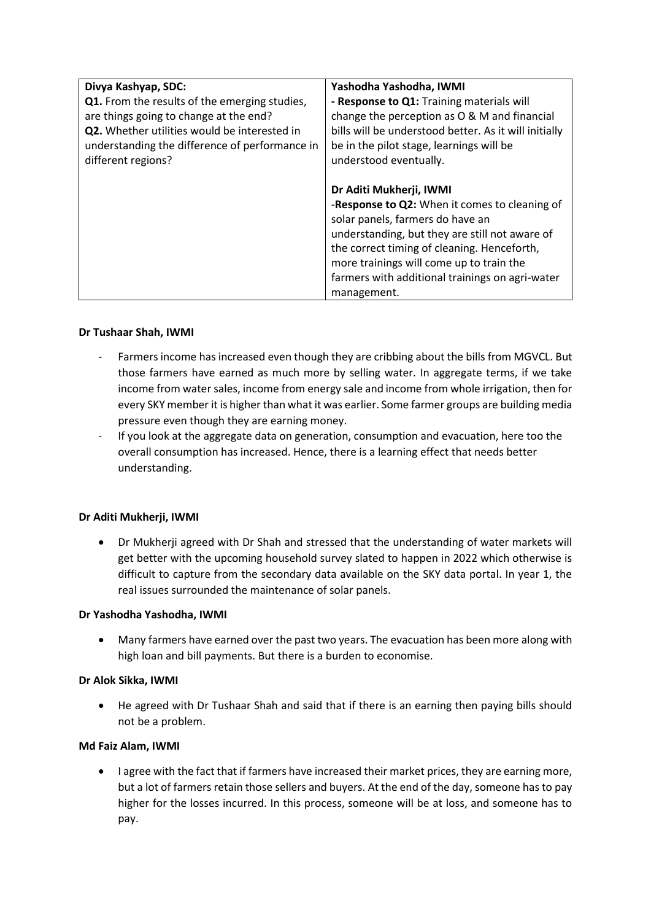| Divya Kashyap, SDC: **Q1.** From the results of the emerging studies, are things going to change at the end? **Q2.** Whether utilities would be interested in understanding the difference of performance in different regions? | **Yashodha Yashodha, IWMI** **- Response to Q1:** Training materials will change the perception as O & M and financial bills will be understood better. As it will initially be in the pilot stage, learnings will be understood eventually. <br><br> **Dr Aditi Mukherji, IWMI** -**Response to Q2:** When it comes to cleaning of solar panels, farmers do have an understanding, but they are still not aware of the correct timing of cleaning. Henceforth, more trainings will come up to train the farmers with additional trainings on agri-water management. |
|---|---|

**Dr Tushaar Shah, IWMI**

- Farmers income has increased even though they are cribbing about the bills from MGVCL. But those farmers have earned as much more by selling water. In aggregate terms, if we take income from water sales, income from energy sale and income from whole irrigation, then for every SKY member it is higher than what it was earlier. Some farmer groups are building media pressure even though they are earning money.
- If you look at the aggregate data on generation, consumption and evacuation, here too the overall consumption has increased. Hence, there is a learning effect that needs better understanding.

**Dr Aditi Mukherji, IWMI**

- Dr Mukherji agreed with Dr Shah and stressed that the understanding of water markets will get better with the upcoming household survey slated to happen in 2022 which otherwise is difficult to capture from the secondary data available on the SKY data portal. In year 1, the real issues surrounded the maintenance of solar panels.

**Dr Yashodha Yashodha, IWMI**

- Many farmers have earned over the past two years. The evacuation has been more along with high loan and bill payments. But there is a burden to economise.

**Dr Alok Sikka, IWMI**

- He agreed with Dr Tushaar Shah and said that if there is an earning then paying bills should not be a problem.

**Md Faiz Alam, IWMI**

- I agree with the fact that if farmers have increased their market prices, they are earning more, but a lot of farmers retain those sellers and buyers. At the end of the day, someone has to pay higher for the losses incurred. In this process, someone will be at loss, and someone has to pay.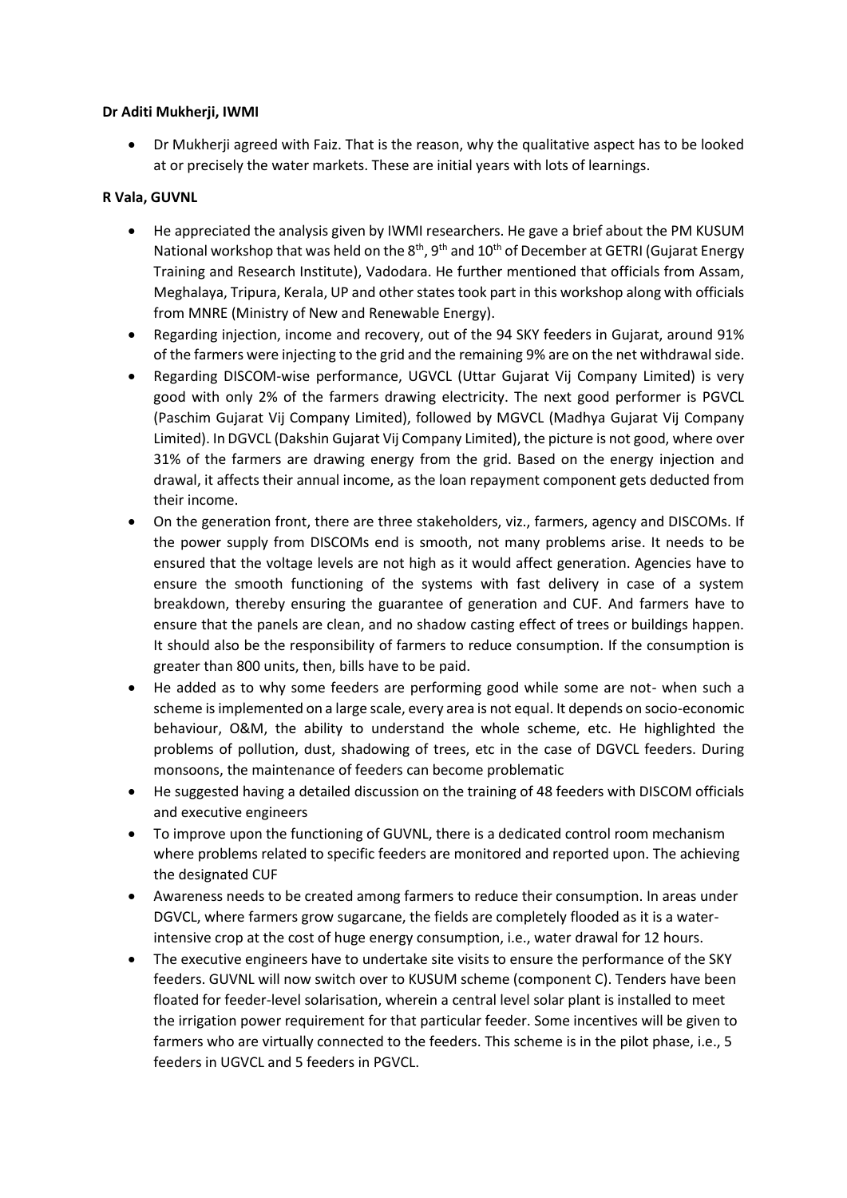**Dr Aditi Mukherji, IWMI**

- Dr Mukherji agreed with Faiz. That is the reason, why the qualitative aspect has to be looked at or precisely the water markets. These are initial years with lots of learnings.

**R Vala, GUVNL**

- He appreciated the analysis given by IWMI researchers. He gave a brief about the PM KUSUM National workshop that was held on the 8th, 9th and 10th of December at GETRI (Gujarat Energy Training and Research Institute), Vadodara. He further mentioned that officials from Assam, Meghalaya, Tripura, Kerala, UP and other states took part in this workshop along with officials from MNRE (Ministry of New and Renewable Energy).
- Regarding injection, income and recovery, out of the 94 SKY feeders in Gujarat, around 91% of the farmers were injecting to the grid and the remaining 9% are on the net withdrawal side.
- Regarding DISCOM-wise performance, UGVCL (Uttar Gujarat Vij Company Limited) is very good with only 2% of the farmers drawing electricity. The next good performer is PGVCL (Paschim Gujarat Vij Company Limited), followed by MGVCL (Madhya Gujarat Vij Company Limited). In DGVCL (Dakshin Gujarat Vij Company Limited), the picture is not good, where over 31% of the farmers are drawing energy from the grid. Based on the energy injection and drawal, it affects their annual income, as the loan repayment component gets deducted from their income.
- On the generation front, there are three stakeholders, viz., farmers, agency and DISCOMs. If the power supply from DISCOMs end is smooth, not many problems arise. It needs to be ensured that the voltage levels are not high as it would affect generation. Agencies have to ensure the smooth functioning of the systems with fast delivery in case of a system breakdown, thereby ensuring the guarantee of generation and CUF. And farmers have to ensure that the panels are clean, and no shadow casting effect of trees or buildings happen. It should also be the responsibility of farmers to reduce consumption. If the consumption is greater than 800 units, then, bills have to be paid.
- He added as to why some feeders are performing good while some are not- when such a scheme is implemented on a large scale, every area is not equal. It depends on socio-economic behaviour, O&M, the ability to understand the whole scheme, etc. He highlighted the problems of pollution, dust, shadowing of trees, etc in the case of DGVCL feeders. During monsoons, the maintenance of feeders can become problematic
- He suggested having a detailed discussion on the training of 48 feeders with DISCOM officials and executive engineers
- To improve upon the functioning of GUVNL, there is a dedicated control room mechanism where problems related to specific feeders are monitored and reported upon. The achieving the designated CUF
- Awareness needs to be created among farmers to reduce their consumption. In areas under DGVCL, where farmers grow sugarcane, the fields are completely flooded as it is a water-intensive crop at the cost of huge energy consumption, i.e., water drawal for 12 hours.
- The executive engineers have to undertake site visits to ensure the performance of the SKY feeders. GUVNL will now switch over to KUSUM scheme (component C). Tenders have been floated for feeder-level solarisation, wherein a central level solar plant is installed to meet the irrigation power requirement for that particular feeder. Some incentives will be given to farmers who are virtually connected to the feeders. This scheme is in the pilot phase, i.e., 5 feeders in UGVCL and 5 feeders in PGVCL.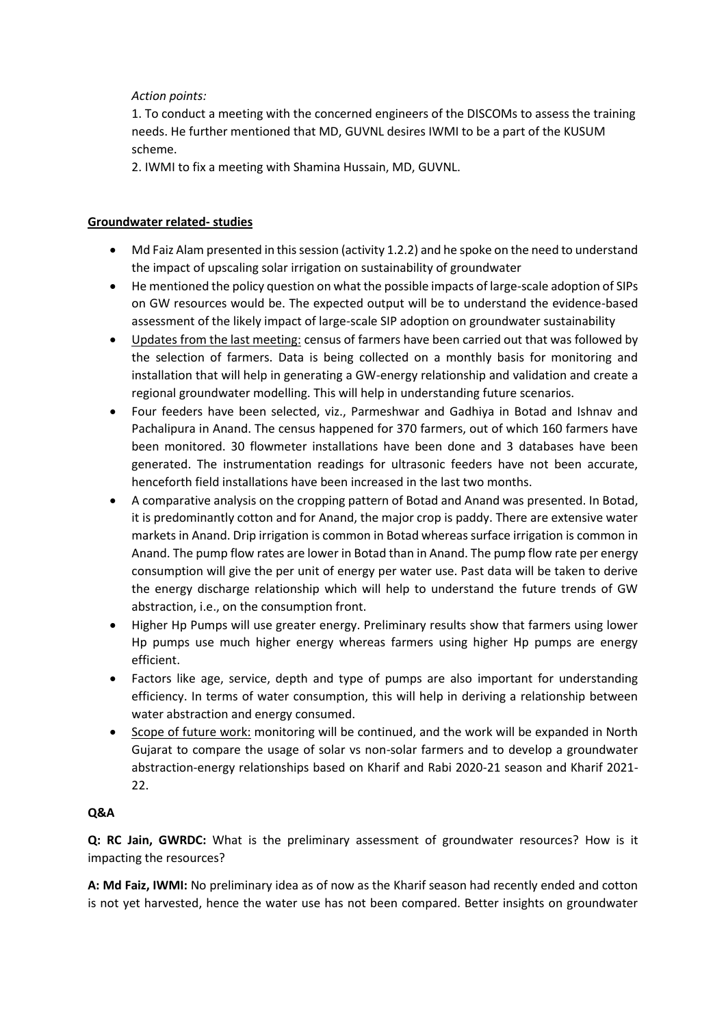*Action points:*

1. To conduct a meeting with the concerned engineers of the DISCOMs to assess the training needs. He further mentioned that MD, GUVNL desires IWMI to be a part of the KUSUM scheme.
2. IWMI to fix a meeting with Shamina Hussain, MD, GUVNL.

**Groundwater related- studies**

- Md Faiz Alam presented in this session (activity 1.2.2) and he spoke on the need to understand the impact of upscaling solar irrigation on sustainability of groundwater
- He mentioned the policy question on what the possible impacts of large-scale adoption of SIPs on GW resources would be. The expected output will be to understand the evidence-based assessment of the likely impact of large-scale SIP adoption on groundwater sustainability
- Updates from the last meeting: census of farmers have been carried out that was followed by the selection of farmers. Data is being collected on a monthly basis for monitoring and installation that will help in generating a GW-energy relationship and validation and create a regional groundwater modelling. This will help in understanding future scenarios.
- Four feeders have been selected, viz., Parmeshwar and Gadhiya in Botad and Ishnav and Pachalipura in Anand. The census happened for 370 farmers, out of which 160 farmers have been monitored. 30 flowmeter installations have been done and 3 databases have been generated. The instrumentation readings for ultrasonic feeders have not been accurate, henceforth field installations have been increased in the last two months.
- A comparative analysis on the cropping pattern of Botad and Anand was presented. In Botad, it is predominantly cotton and for Anand, the major crop is paddy. There are extensive water markets in Anand. Drip irrigation is common in Botad whereas surface irrigation is common in Anand. The pump flow rates are lower in Botad than in Anand. The pump flow rate per energy consumption will give the per unit of energy per water use. Past data will be taken to derive the energy discharge relationship which will help to understand the future trends of GW abstraction, i.e., on the consumption front.
- Higher Hp Pumps will use greater energy. Preliminary results show that farmers using lower Hp pumps use much higher energy whereas farmers using higher Hp pumps are energy efficient.
- Factors like age, service, depth and type of pumps are also important for understanding efficiency. In terms of water consumption, this will help in deriving a relationship between water abstraction and energy consumed.
- Scope of future work: monitoring will be continued, and the work will be expanded in North Gujarat to compare the usage of solar vs non-solar farmers and to develop a groundwater abstraction-energy relationships based on Kharif and Rabi 2020-21 season and Kharif 2021-22.

**Q&A**

**Q: RC Jain, GWRDC:** What is the preliminary assessment of groundwater resources? How is it impacting the resources?

**A: Md Faiz, IWMI:** No preliminary idea as of now as the Kharif season had recently ended and cotton is not yet harvested, hence the water use has not been compared. Better insights on groundwater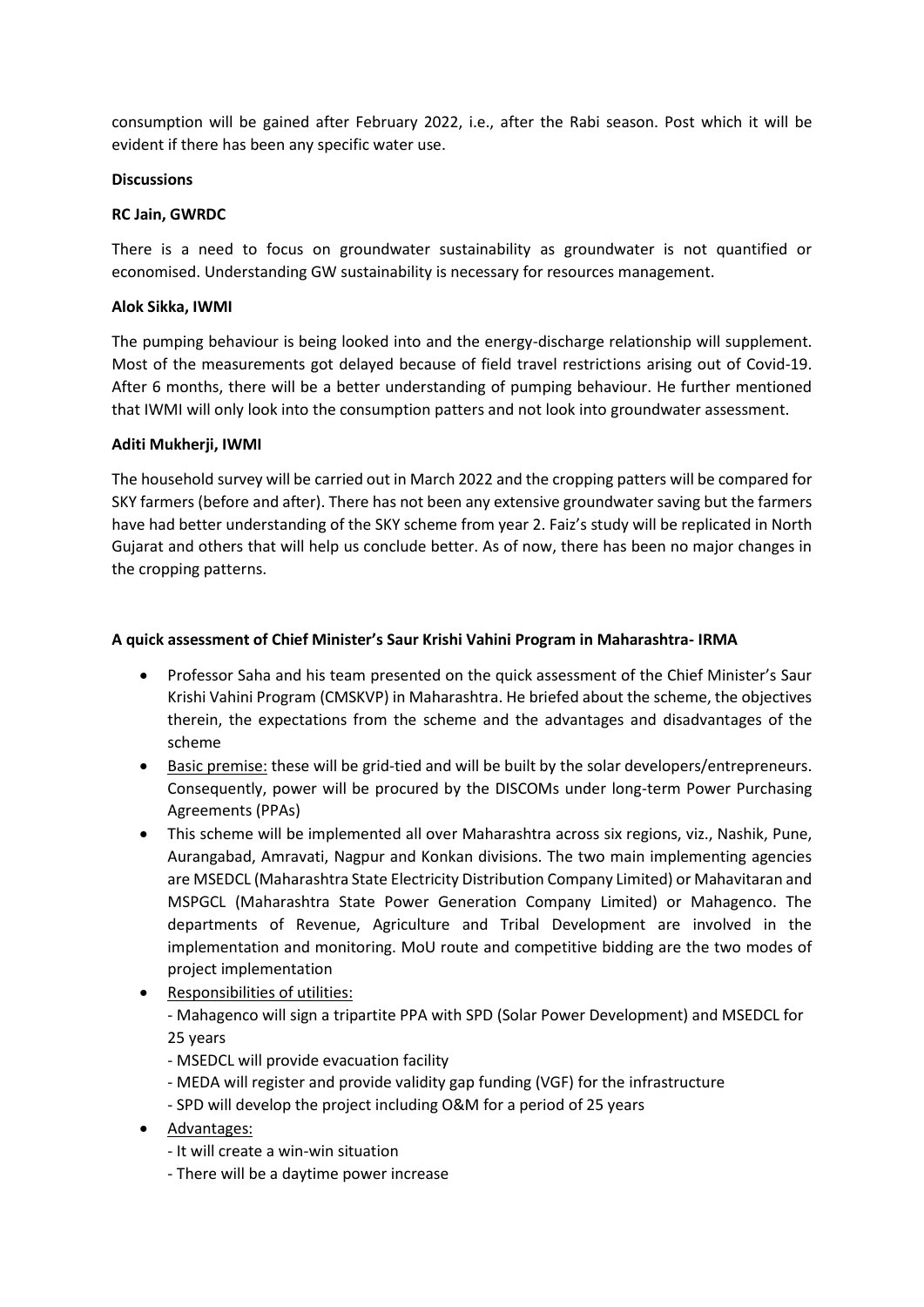consumption will be gained after February 2022, i.e., after the Rabi season. Post which it will be evident if there has been any specific water use.

**Discussions**

**RC Jain, GWRDC**

There is a need to focus on groundwater sustainability as groundwater is not quantified or economised. Understanding GW sustainability is necessary for resources management.

**Alok Sikka, IWMI**

The pumping behaviour is being looked into and the energy-discharge relationship will supplement. Most of the measurements got delayed because of field travel restrictions arising out of Covid-19. After 6 months, there will be a better understanding of pumping behaviour. He further mentioned that IWMI will only look into the consumption patters and not look into groundwater assessment.

**Aditi Mukherji, IWMI**

The household survey will be carried out in March 2022 and the cropping patters will be compared for SKY farmers (before and after). There has not been any extensive groundwater saving but the farmers have had better understanding of the SKY scheme from year 2. Faiz's study will be replicated in North Gujarat and others that will help us conclude better. As of now, there has been no major changes in the cropping patterns.

**A quick assessment of Chief Minister's Saur Krishi Vahini Program in Maharashtra- IRMA**

- Professor Saha and his team presented on the quick assessment of the Chief Minister's Saur Krishi Vahini Program (CMSKVP) in Maharashtra. He briefed about the scheme, the objectives therein, the expectations from the scheme and the advantages and disadvantages of the scheme
- Basic premise: these will be grid-tied and will be built by the solar developers/entrepreneurs. Consequently, power will be procured by the DISCOMs under long-term Power Purchasing Agreements (PPAs)
- This scheme will be implemented all over Maharashtra across six regions, viz., Nashik, Pune, Aurangabad, Amravati, Nagpur and Konkan divisions. The two main implementing agencies are MSEDCL (Maharashtra State Electricity Distribution Company Limited) or Mahavitaran and MSPGCL (Maharashtra State Power Generation Company Limited) or Mahagenco. The departments of Revenue, Agriculture and Tribal Development are involved in the implementation and monitoring. MoU route and competitive bidding are the two modes of project implementation
- Responsibilities of utilities:
  - Mahagenco will sign a tripartite PPA with SPD (Solar Power Development) and MSEDCL for 25 years
  - MSEDCL will provide evacuation facility
  - MEDA will register and provide validity gap funding (VGF) for the infrastructure
  - SPD will develop the project including O&M for a period of 25 years
- Advantages:
  - It will create a win-win situation
  - There will be a daytime power increase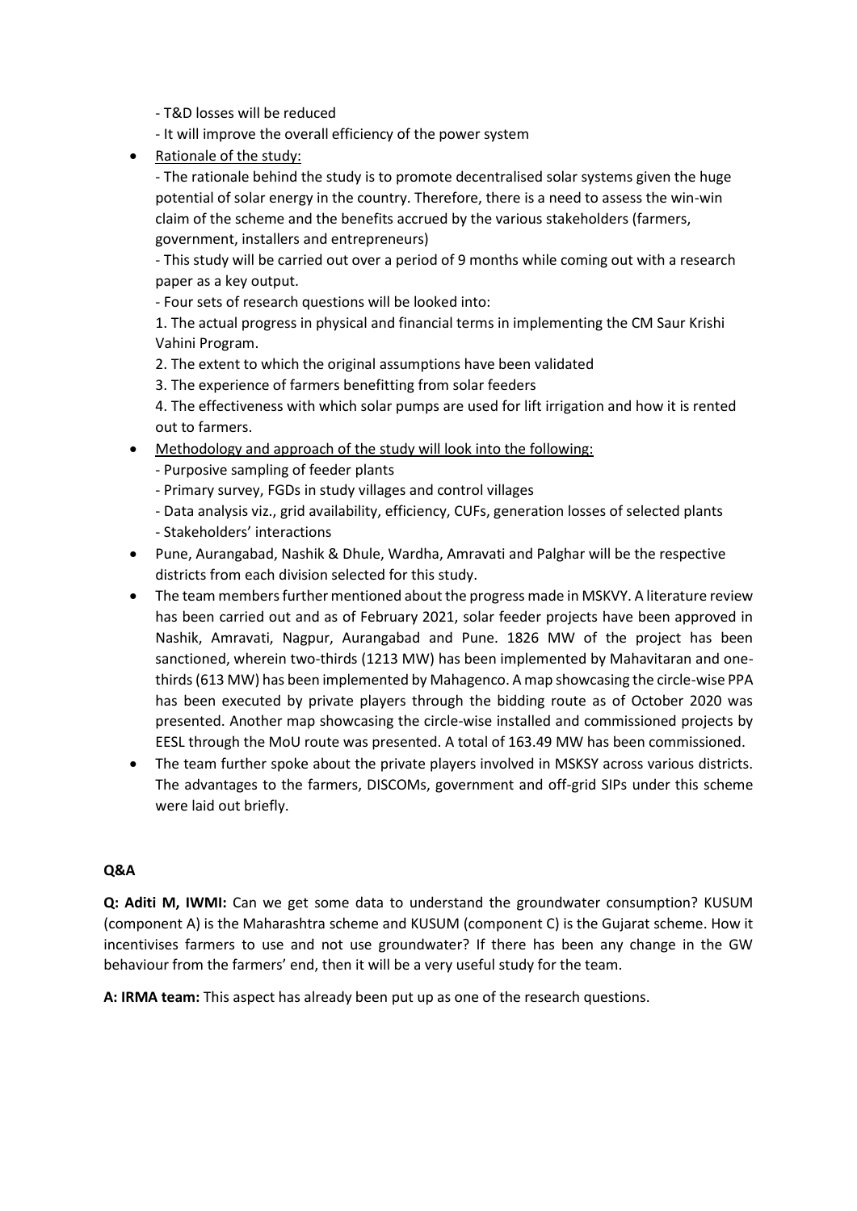- T&D losses will be reduced
  - It will improve the overall efficiency of the power system

- Rationale of the study:

  - The rationale behind the study is to promote decentralised solar systems given the huge potential of solar energy in the country. Therefore, there is a need to assess the win-win claim of the scheme and the benefits accrued by the various stakeholders (farmers, government, installers and entrepreneurs)

  - This study will be carried out over a period of 9 months while coming out with a research paper as a key output.

  - Four sets of research questions will be looked into:

  1. The actual progress in physical and financial terms in implementing the CM Saur Krishi Vahini Program.
  2. The extent to which the original assumptions have been validated
  3. The experience of farmers benefitting from solar feeders
  4. The effectiveness with which solar pumps are used for lift irrigation and how it is rented out to farmers.

- Methodology and approach of the study will look into the following:
  - Purposive sampling of feeder plants
  - Primary survey, FGDs in study villages and control villages
  - Data analysis viz., grid availability, efficiency, CUFs, generation losses of selected plants
  - Stakeholders' interactions
- Pune, Aurangabad, Nashik & Dhule, Wardha, Amravati and Palghar will be the respective districts from each division selected for this study.
- The team members further mentioned about the progress made in MSKVY. A literature review has been carried out and as of February 2021, solar feeder projects have been approved in Nashik, Amravati, Nagpur, Aurangabad and Pune. 1826 MW of the project has been sanctioned, wherein two-thirds (1213 MW) has been implemented by Mahavitaran and one-thirds (613 MW) has been implemented by Mahagenco. A map showcasing the circle-wise PPA has been executed by private players through the bidding route as of October 2020 was presented. Another map showcasing the circle-wise installed and commissioned projects by EESL through the MoU route was presented. A total of 163.49 MW has been commissioned.
- The team further spoke about the private players involved in MSKSY across various districts. The advantages to the farmers, DISCOMs, government and off-grid SIPs under this scheme were laid out briefly.

**Q&A**

**Q: Aditi M, IWMI:** Can we get some data to understand the groundwater consumption? KUSUM (component A) is the Maharashtra scheme and KUSUM (component C) is the Gujarat scheme. How it incentivises farmers to use and not use groundwater? If there has been any change in the GW behaviour from the farmers' end, then it will be a very useful study for the team.

**A: IRMA team:** This aspect has already been put up as one of the research questions.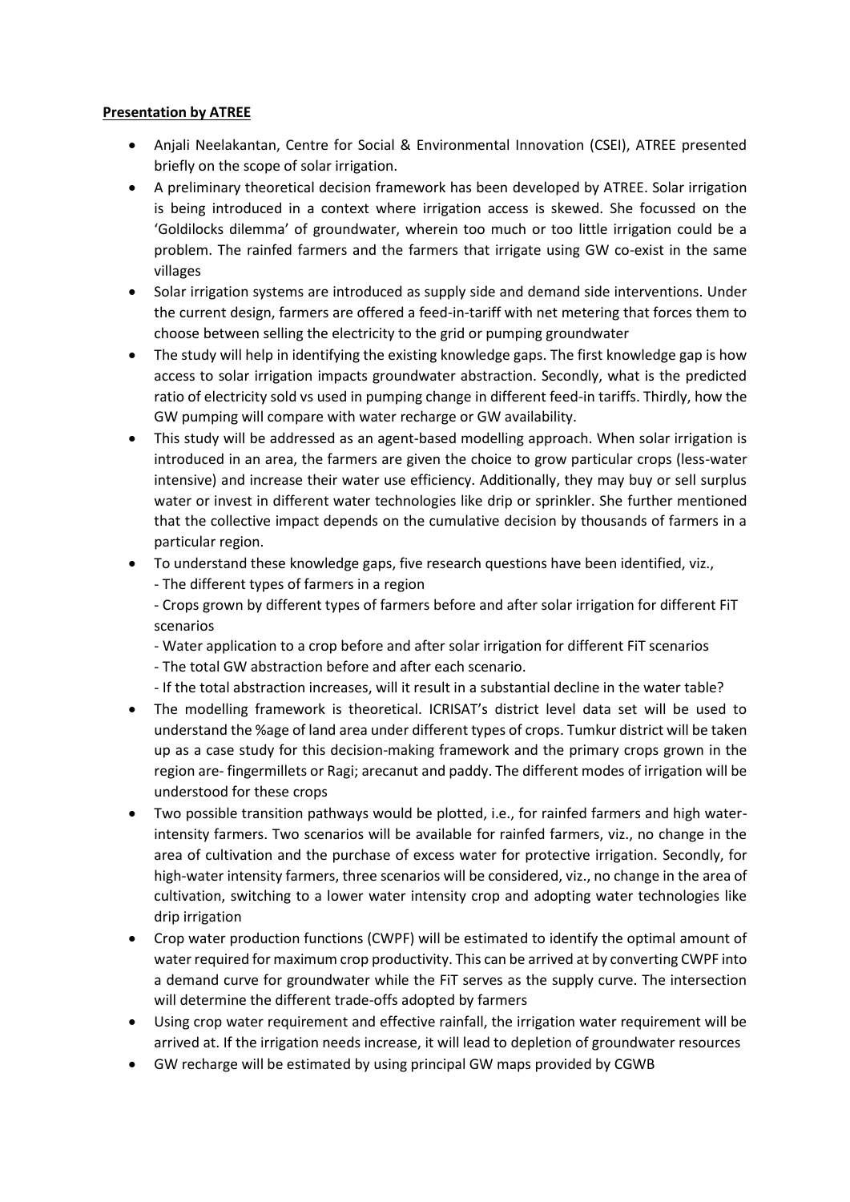**Presentation by ATREE**

- Anjali Neelakantan, Centre for Social & Environmental Innovation (CSEI), ATREE presented briefly on the scope of solar irrigation.
- A preliminary theoretical decision framework has been developed by ATREE. Solar irrigation is being introduced in a context where irrigation access is skewed. She focussed on the 'Goldilocks dilemma' of groundwater, wherein too much or too little irrigation could be a problem. The rainfed farmers and the farmers that irrigate using GW co-exist in the same villages
- Solar irrigation systems are introduced as supply side and demand side interventions. Under the current design, farmers are offered a feed-in-tariff with net metering that forces them to choose between selling the electricity to the grid or pumping groundwater
- The study will help in identifying the existing knowledge gaps. The first knowledge gap is how access to solar irrigation impacts groundwater abstraction. Secondly, what is the predicted ratio of electricity sold vs used in pumping change in different feed-in tariffs. Thirdly, how the GW pumping will compare with water recharge or GW availability.
- This study will be addressed as an agent-based modelling approach. When solar irrigation is introduced in an area, the farmers are given the choice to grow particular crops (less-water intensive) and increase their water use efficiency. Additionally, they may buy or sell surplus water or invest in different water technologies like drip or sprinkler. She further mentioned that the collective impact depends on the cumulative decision by thousands of farmers in a particular region.
- To understand these knowledge gaps, five research questions have been identified, viz.,
  - The different types of farmers in a region
  - Crops grown by different types of farmers before and after solar irrigation for different FiT scenarios
  - Water application to a crop before and after solar irrigation for different FiT scenarios
  - The total GW abstraction before and after each scenario.
  - If the total abstraction increases, will it result in a substantial decline in the water table?
- The modelling framework is theoretical. ICRISAT's district level data set will be used to understand the %age of land area under different types of crops. Tumkur district will be taken up as a case study for this decision-making framework and the primary crops grown in the region are- fingermillets or Ragi; arecanut and paddy. The different modes of irrigation will be understood for these crops
- Two possible transition pathways would be plotted, i.e., for rainfed farmers and high water-intensity farmers. Two scenarios will be available for rainfed farmers, viz., no change in the area of cultivation and the purchase of excess water for protective irrigation. Secondly, for high-water intensity farmers, three scenarios will be considered, viz., no change in the area of cultivation, switching to a lower water intensity crop and adopting water technologies like drip irrigation
- Crop water production functions (CWPF) will be estimated to identify the optimal amount of water required for maximum crop productivity. This can be arrived at by converting CWPF into a demand curve for groundwater while the FiT serves as the supply curve. The intersection will determine the different trade-offs adopted by farmers
- Using crop water requirement and effective rainfall, the irrigation water requirement will be arrived at. If the irrigation needs increase, it will lead to depletion of groundwater resources
- GW recharge will be estimated by using principal GW maps provided by CGWB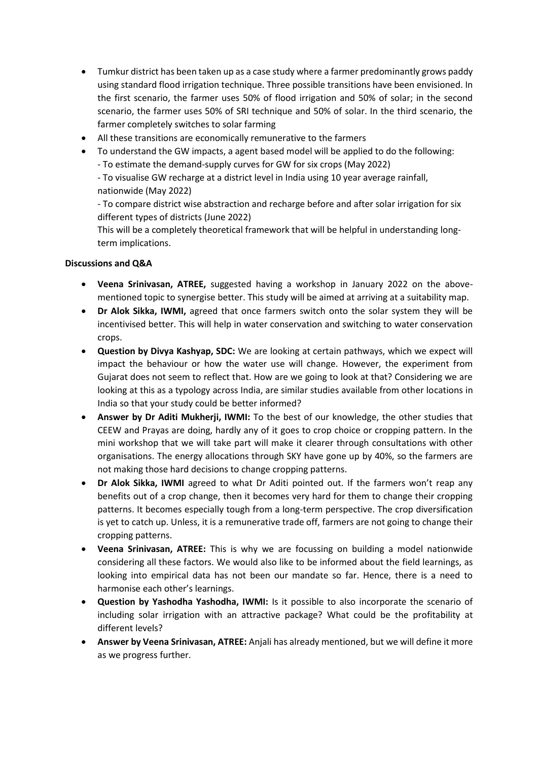- Tumkur district has been taken up as a case study where a farmer predominantly grows paddy using standard flood irrigation technique. Three possible transitions have been envisioned. In the first scenario, the farmer uses 50% of flood irrigation and 50% of solar; in the second scenario, the farmer uses 50% of SRI technique and 50% of solar. In the third scenario, the farmer completely switches to solar farming
- All these transitions are economically remunerative to the farmers
- To understand the GW impacts, a agent based model will be applied to do the following:
  - To estimate the demand-supply curves for GW for six crops (May 2022)
  - To visualise GW recharge at a district level in India using 10 year average rainfall, nationwide (May 2022)
  - To compare district wise abstraction and recharge before and after solar irrigation for six different types of districts (June 2022)

  This will be a completely theoretical framework that will be helpful in understanding long-term implications.

**Discussions and Q&A**

- **Veena Srinivasan, ATREE,** suggested having a workshop in January 2022 on the above-mentioned topic to synergise better. This study will be aimed at arriving at a suitability map.
- **Dr Alok Sikka, IWMI,** agreed that once farmers switch onto the solar system they will be incentivised better. This will help in water conservation and switching to water conservation crops.
- **Question by Divya Kashyap, SDC:** We are looking at certain pathways, which we expect will impact the behaviour or how the water use will change. However, the experiment from Gujarat does not seem to reflect that. How are we going to look at that? Considering we are looking at this as a typology across India, are similar studies available from other locations in India so that your study could be better informed?
- **Answer by Dr Aditi Mukherji, IWMI:** To the best of our knowledge, the other studies that CEEW and Prayas are doing, hardly any of it goes to crop choice or cropping pattern. In the mini workshop that we will take part will make it clearer through consultations with other organisations. The energy allocations through SKY have gone up by 40%, so the farmers are not making those hard decisions to change cropping patterns.
- **Dr Alok Sikka, IWMI** agreed to what Dr Aditi pointed out. If the farmers won't reap any benefits out of a crop change, then it becomes very hard for them to change their cropping patterns. It becomes especially tough from a long-term perspective. The crop diversification is yet to catch up. Unless, it is a remunerative trade off, farmers are not going to change their cropping patterns.
- **Veena Srinivasan, ATREE:** This is why we are focussing on building a model nationwide considering all these factors. We would also like to be informed about the field learnings, as looking into empirical data has not been our mandate so far. Hence, there is a need to harmonise each other's learnings.
- **Question by Yashodha Yashodha, IWMI:** Is it possible to also incorporate the scenario of including solar irrigation with an attractive package? What could be the profitability at different levels?
- **Answer by Veena Srinivasan, ATREE:** Anjali has already mentioned, but we will define it more as we progress further.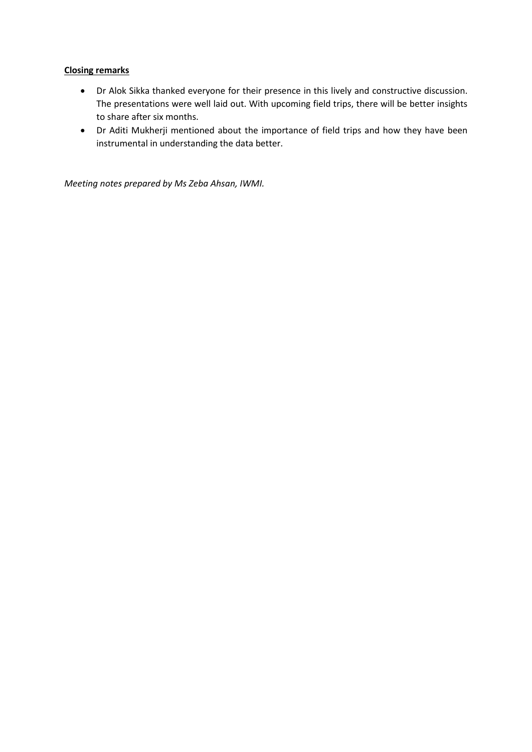**Closing remarks**

- Dr Alok Sikka thanked everyone for their presence in this lively and constructive discussion. The presentations were well laid out. With upcoming field trips, there will be better insights to share after six months.
- Dr Aditi Mukherji mentioned about the importance of field trips and how they have been instrumental in understanding the data better.

*Meeting notes prepared by Ms Zeba Ahsan, IWMI.*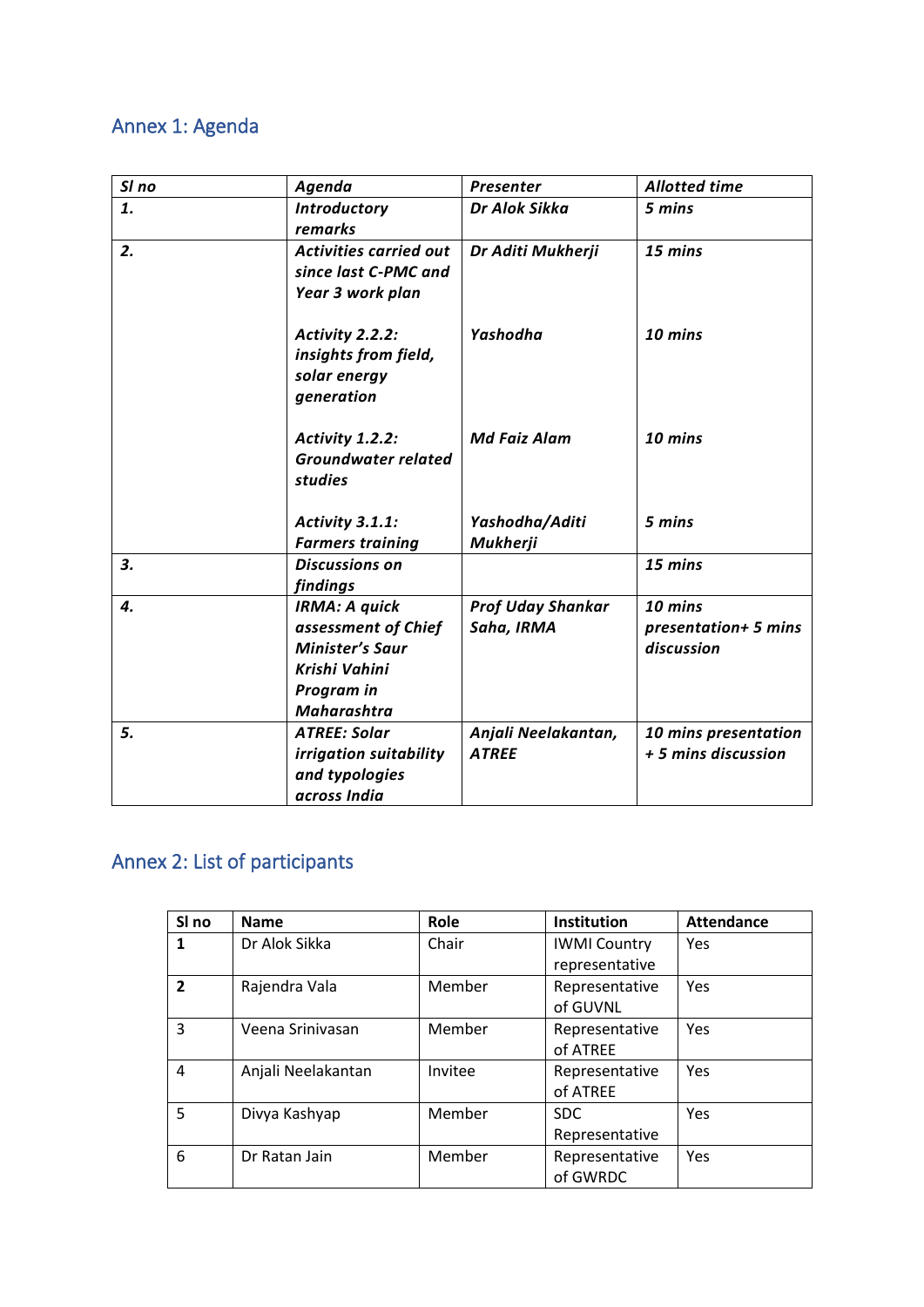## Annex 1: Agenda

| *Sl no* | *Agenda* | *Presenter* | *Allotted time* |
|---|---|---|---|
| ***1.*** | ***Introductory remarks*** | ***Dr Alok Sikka*** | ***5 mins*** |
| ***2.*** | ***Activities carried out since last C-PMC and Year 3 work plan*** | ***Dr Aditi Mukherji*** | ***15 mins*** |
| | ***Activity 2.2.2: insights from field, solar energy generation*** | ***Yashodha*** | ***10 mins*** |
| | ***Activity 1.2.2: Groundwater related studies*** | ***Md Faiz Alam*** | ***10 mins*** |
| | ***Activity 3.1.1: Farmers training*** | ***Yashodha/Aditi Mukherji*** | ***5 mins*** |
| ***3.*** | ***Discussions on findings*** | | ***15 mins*** |
| ***4.*** | ***IRMA: A quick assessment of Chief Minister's Saur Krishi Vahini Program in Maharashtra*** | ***Prof Uday Shankar Saha, IRMA*** | ***10 mins presentation+ 5 mins discussion*** |
| ***5.*** | ***ATREE: Solar irrigation suitability and typologies across India*** | ***Anjali Neelakantan, ATREE*** | ***10 mins presentation + 5 mins discussion*** |

## Annex 2: List of participants

| Sl no | Name | Role | Institution | Attendance |
|---|---|---|---|---|
| **1** | Dr Alok Sikka | Chair | IWMI Country representative | Yes |
| **2** | Rajendra Vala | Member | Representative of GUVNL | Yes |
| 3 | Veena Srinivasan | Member | Representative of ATREE | Yes |
| 4 | Anjali Neelakantan | Invitee | Representative of ATREE | Yes |
| 5 | Divya Kashyap | Member | SDC Representative | Yes |
| 6 | Dr Ratan Jain | Member | Representative of GWRDC | Yes |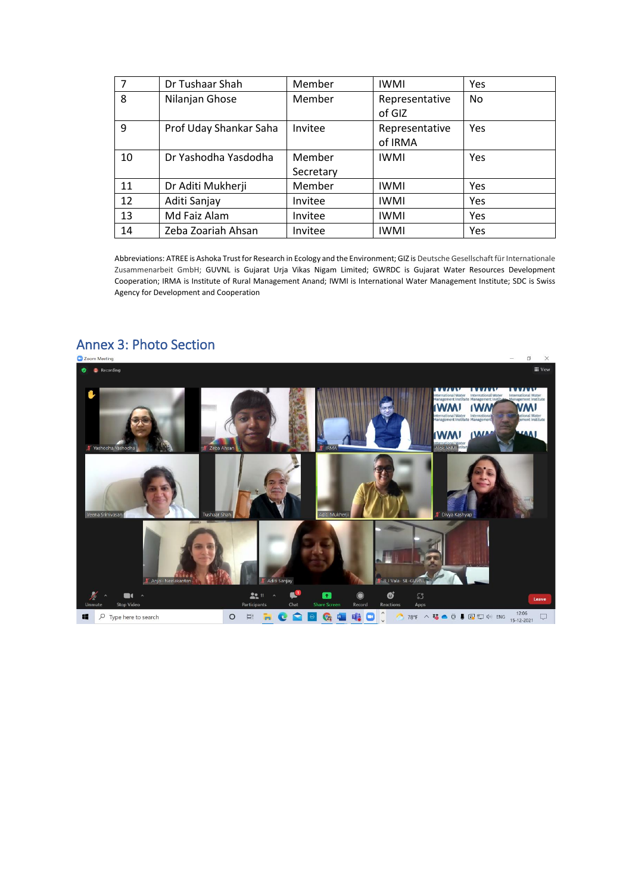| | | | | |
|---|---|---|---|---|
| 7 | Dr Tushaar Shah | Member | IWMI | Yes |
| 8 | Nilanjan Ghose | Member | Representative of GIZ | No |
| 9 | Prof Uday Shankar Saha | Invitee | Representative of IRMA | Yes |
| 10 | Dr Yashodha Yasdodha | Member Secretary | IWMI | Yes |
| 11 | Dr Aditi Mukherji | Member | IWMI | Yes |
| 12 | Aditi Sanjay | Invitee | IWMI | Yes |
| 13 | Md Faiz Alam | Invitee | IWMI | Yes |
| 14 | Zeba Zoariah Ahsan | Invitee | IWMI | Yes |

Abbreviations: ATREE is Ashoka Trust for Research in Ecology and the Environment; GIZ is Deutsche Gesellschaft für Internationale Zusammenarbeit GmbH; GUVNL is Gujarat Urja Vikas Nigam Limited; GWRDC is Gujarat Water Resources Development Cooperation; IRMA is Institute of Rural Management Anand; IWMI is International Water Management Institute; SDC is Swiss Agency for Development and Cooperation

## Annex 3: Photo Section